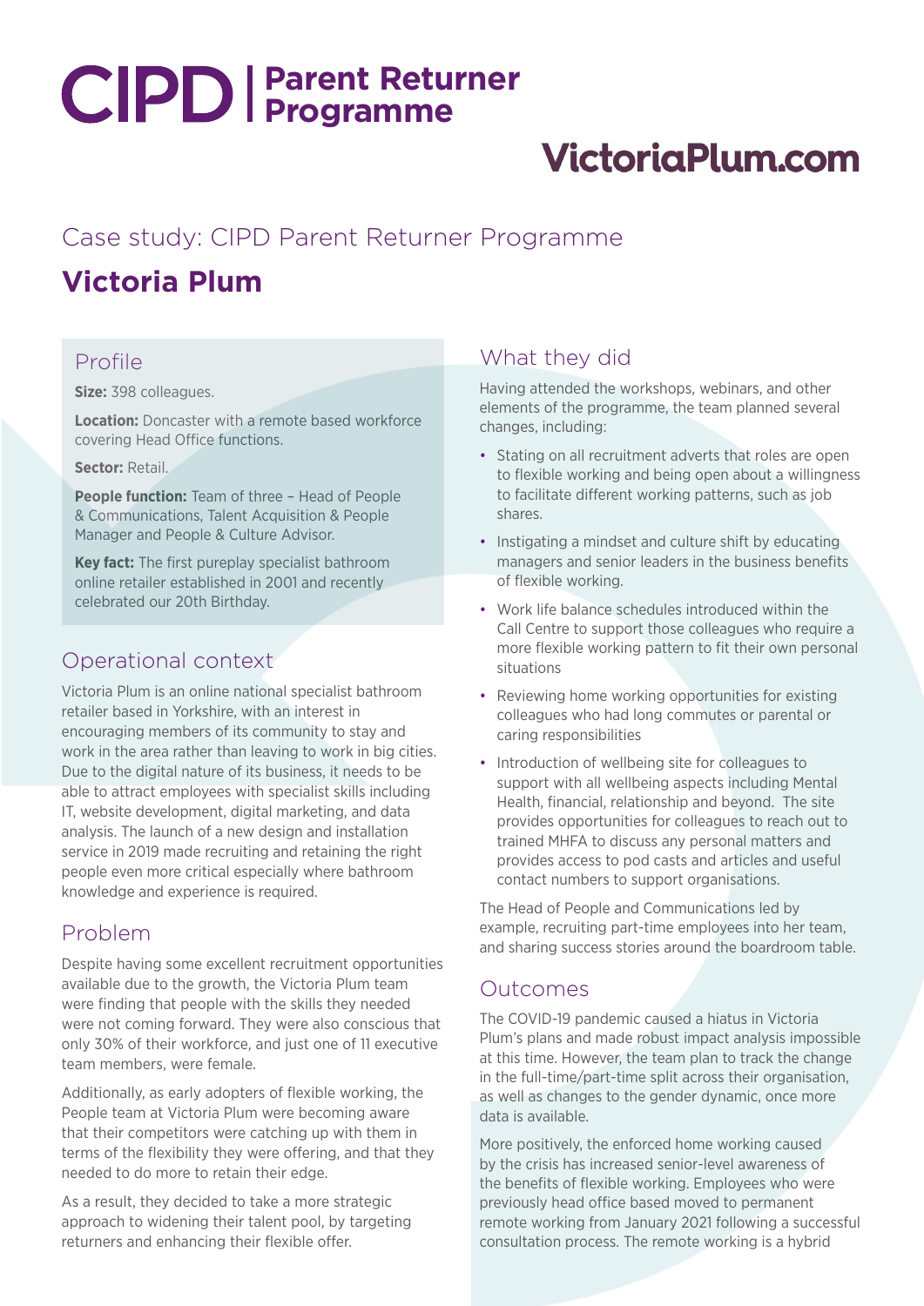# CIPD | Parent Returner Programme

VictoriaPlum.com

## Case study: CIPD Parent Returner Programme

# Victoria Plum

## Profile

**Size:** 398 colleagues.

**Location:** Doncaster with a remote based workforce covering Head Office functions.

**Sector:** Retail.

**People function:** Team of three – Head of People & Communications, Talent Acquisition & People Manager and People & Culture Advisor.

**Key fact:** The first pureplay specialist bathroom online retailer established in 2001 and recently celebrated our 20th Birthday.

## Operational context

Victoria Plum is an online national specialist bathroom retailer based in Yorkshire, with an interest in encouraging members of its community to stay and work in the area rather than leaving to work in big cities. Due to the digital nature of its business, it needs to be able to attract employees with specialist skills including IT, website development, digital marketing, and data analysis. The launch of a new design and installation service in 2019 made recruiting and retaining the right people even more critical especially where bathroom knowledge and experience is required.

## Problem

Despite having some excellent recruitment opportunities available due to the growth, the Victoria Plum team were finding that people with the skills they needed were not coming forward. They were also conscious that only 30% of their workforce, and just one of 11 executive team members, were female.

Additionally, as early adopters of flexible working, the People team at Victoria Plum were becoming aware that their competitors were catching up with them in terms of the flexibility they were offering, and that they needed to do more to retain their edge.

As a result, they decided to take a more strategic approach to widening their talent pool, by targeting returners and enhancing their flexible offer.

## What they did

Having attended the workshops, webinars, and other elements of the programme, the team planned several changes, including:

- Stating on all recruitment adverts that roles are open to flexible working and being open about a willingness to facilitate different working patterns, such as job shares.
- Instigating a mindset and culture shift by educating managers and senior leaders in the business benefits of flexible working.
- Work life balance schedules introduced within the Call Centre to support those colleagues who require a more flexible working pattern to fit their own personal situations
- Reviewing home working opportunities for existing colleagues who had long commutes or parental or caring responsibilities
- Introduction of wellbeing site for colleagues to support with all wellbeing aspects including Mental Health, financial, relationship and beyond. The site provides opportunities for colleagues to reach out to trained MHFA to discuss any personal matters and provides access to pod casts and articles and useful contact numbers to support organisations.

The Head of People and Communications led by example, recruiting part-time employees into her team, and sharing success stories around the boardroom table.

## Outcomes

The COVID-19 pandemic caused a hiatus in Victoria Plum's plans and made robust impact analysis impossible at this time. However, the team plan to track the change in the full-time/part-time split across their organisation, as well as changes to the gender dynamic, once more data is available.

More positively, the enforced home working caused by the crisis has increased senior-level awareness of the benefits of flexible working. Employees who were previously head office based moved to permanent remote working from January 2021 following a successful consultation process. The remote working is a hybrid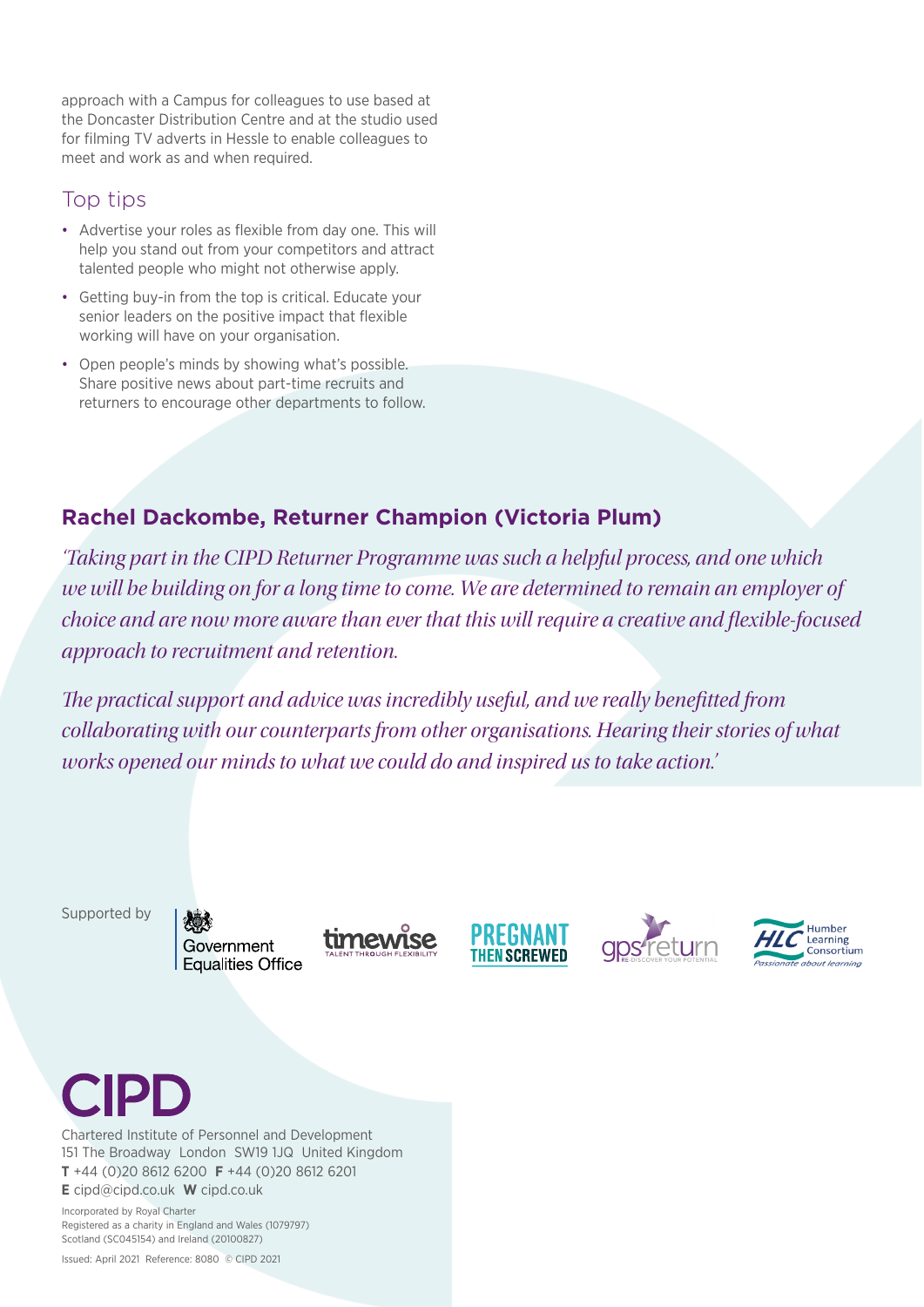approach with a Campus for colleagues to use based at the Doncaster Distribution Centre and at the studio used for filming TV adverts in Hessle to enable colleagues to meet and work as and when required.

## Top tips

- Advertise your roles as flexible from day one. This will help you stand out from your competitors and attract talented people who might not otherwise apply.
- Getting buy-in from the top is critical. Educate your senior leaders on the positive impact that flexible working will have on your organisation.
- Open people's minds by showing what's possible. Share positive news about part-time recruits and returners to encourage other departments to follow.

**Rachel Dackombe, Returner Champion (Victoria Plum)**

*'Taking part in the CIPD Returner Programme was such a helpful process, and one which we will be building on for a long time to come. We are determined to remain an employer of choice and are now more aware than ever that this will require a creative and flexible-focused approach to recruitment and retention.*

*The practical support and advice was incredibly useful, and we really benefitted from collaborating with our counterparts from other organisations. Hearing their stories of what works opened our minds to what we could do and inspired us to take action.'*

Supported by

Government Equalities Office

timewise TALENT THROUGH FLEXIBILITY

PREGNANT THEN SCREWED

gps return RE-DISCOVER YOUR POTENTIAL

HLC Humber Learning Consortium Passionate about learning

CIPD

Chartered Institute of Personnel and Development
151 The Broadway London SW19 1JQ United Kingdom
**T** +44 (0)20 8612 6200 **F** +44 (0)20 8612 6201
**E** cipd@cipd.co.uk **W** cipd.co.uk

Incorporated by Royal Charter
Registered as a charity in England and Wales (1079797)
Scotland (SC045154) and Ireland (20100827)

Issued: April 2021 Reference: 8080 © CIPD 2021